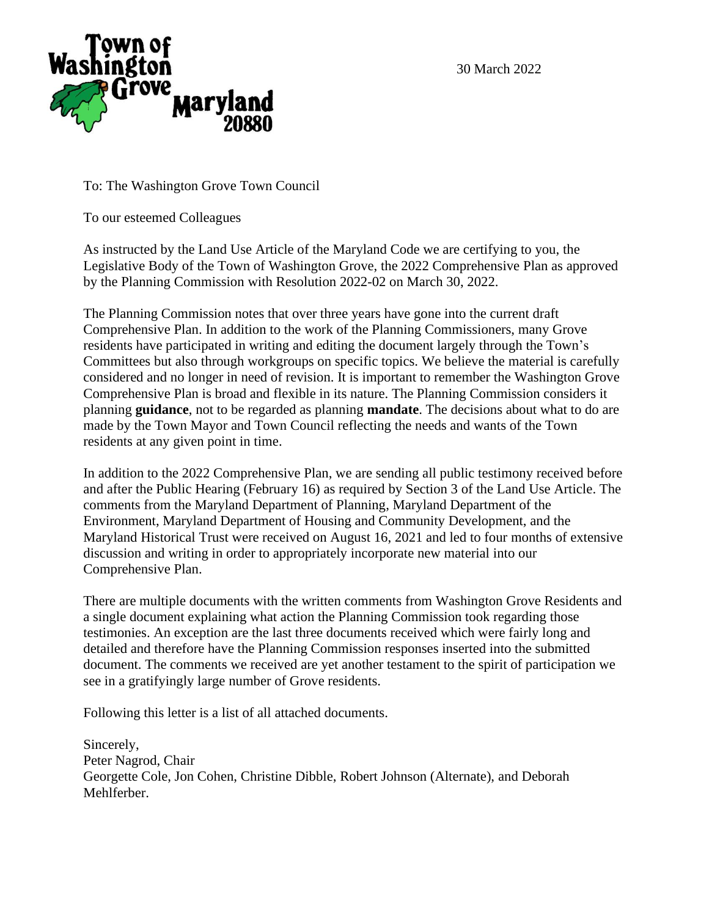Town of Washington Grove Maryland 20880

30 March 2022

To: The Washington Grove Town Council

To our esteemed Colleagues

As instructed by the Land Use Article of the Maryland Code we are certifying to you, the Legislative Body of the Town of Washington Grove, the 2022 Comprehensive Plan as approved by the Planning Commission with Resolution 2022-02 on March 30, 2022.

The Planning Commission notes that over three years have gone into the current draft Comprehensive Plan. In addition to the work of the Planning Commissioners, many Grove residents have participated in writing and editing the document largely through the Town's Committees but also through workgroups on specific topics. We believe the material is carefully considered and no longer in need of revision. It is important to remember the Washington Grove Comprehensive Plan is broad and flexible in its nature. The Planning Commission considers it planning **guidance**, not to be regarded as planning **mandate**. The decisions about what to do are made by the Town Mayor and Town Council reflecting the needs and wants of the Town residents at any given point in time.

In addition to the 2022 Comprehensive Plan, we are sending all public testimony received before and after the Public Hearing (February 16) as required by Section 3 of the Land Use Article. The comments from the Maryland Department of Planning, Maryland Department of the Environment, Maryland Department of Housing and Community Development, and the Maryland Historical Trust were received on August 16, 2021 and led to four months of extensive discussion and writing in order to appropriately incorporate new material into our Comprehensive Plan.

There are multiple documents with the written comments from Washington Grove Residents and a single document explaining what action the Planning Commission took regarding those testimonies. An exception are the last three documents received which were fairly long and detailed and therefore have the Planning Commission responses inserted into the submitted document. The comments we received are yet another testament to the spirit of participation we see in a gratifyingly large number of Grove residents.

Following this letter is a list of all attached documents.

Sincerely,
Peter Nagrod, Chair
Georgette Cole, Jon Cohen, Christine Dibble, Robert Johnson (Alternate), and Deborah Mehlferber.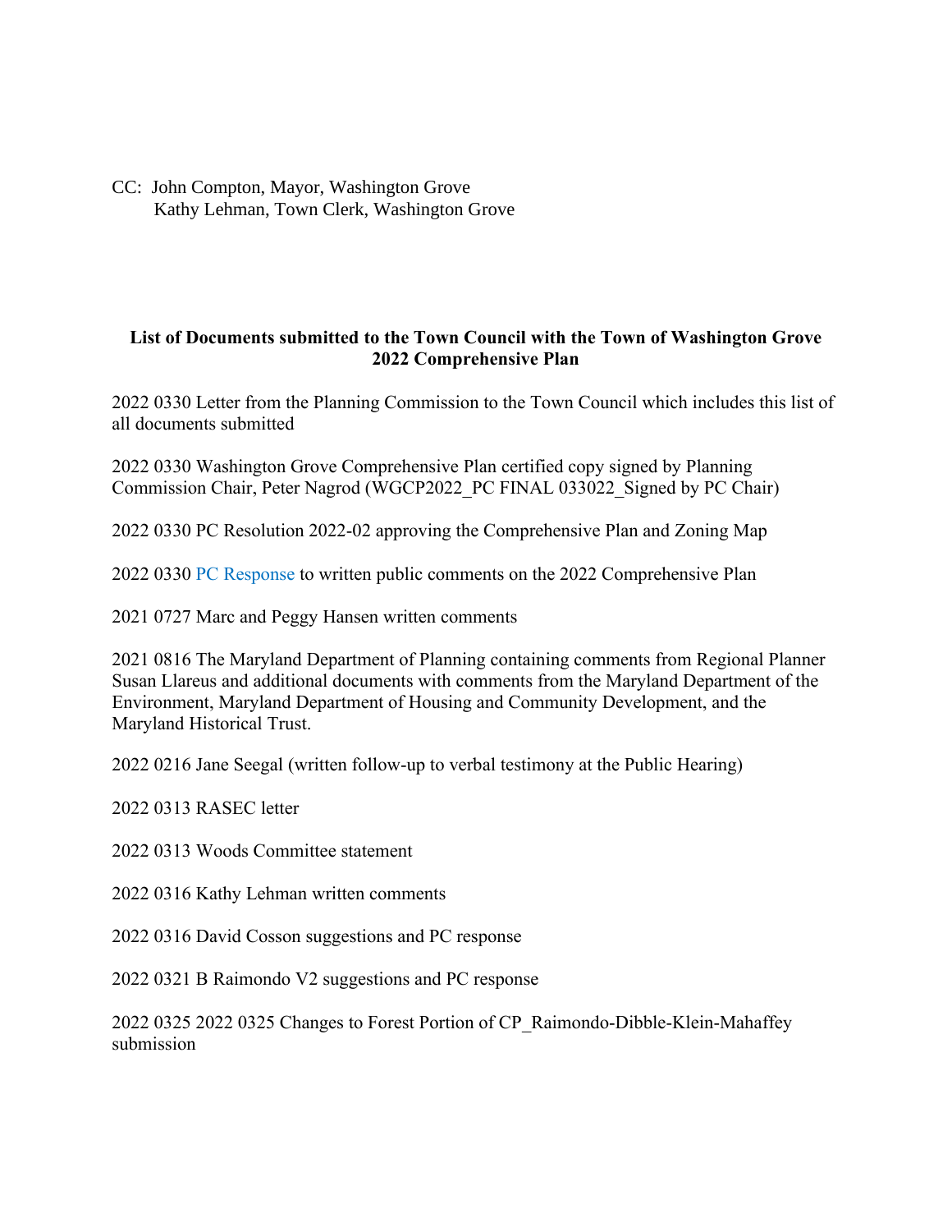CC: John Compton, Mayor, Washington Grove
Kathy Lehman, Town Clerk, Washington Grove

**List of Documents submitted to the Town Council with the Town of Washington Grove 2022 Comprehensive Plan**

2022 0330 Letter from the Planning Commission to the Town Council which includes this list of all documents submitted

2022 0330 Washington Grove Comprehensive Plan certified copy signed by Planning Commission Chair, Peter Nagrod (WGCP2022_PC FINAL 033022_Signed by PC Chair)

2022 0330 PC Resolution 2022-02 approving the Comprehensive Plan and Zoning Map

2022 0330 PC Response to written public comments on the 2022 Comprehensive Plan

2021 0727 Marc and Peggy Hansen written comments

2021 0816 The Maryland Department of Planning containing comments from Regional Planner Susan Llareus and additional documents with comments from the Maryland Department of the Environment, Maryland Department of Housing and Community Development, and the Maryland Historical Trust.

2022 0216 Jane Seegal (written follow-up to verbal testimony at the Public Hearing)

2022 0313 RASEC letter

2022 0313 Woods Committee statement

2022 0316 Kathy Lehman written comments

2022 0316 David Cosson suggestions and PC response

2022 0321 B Raimondo V2 suggestions and PC response

2022 0325 2022 0325 Changes to Forest Portion of CP_Raimondo-Dibble-Klein-Mahaffey submission